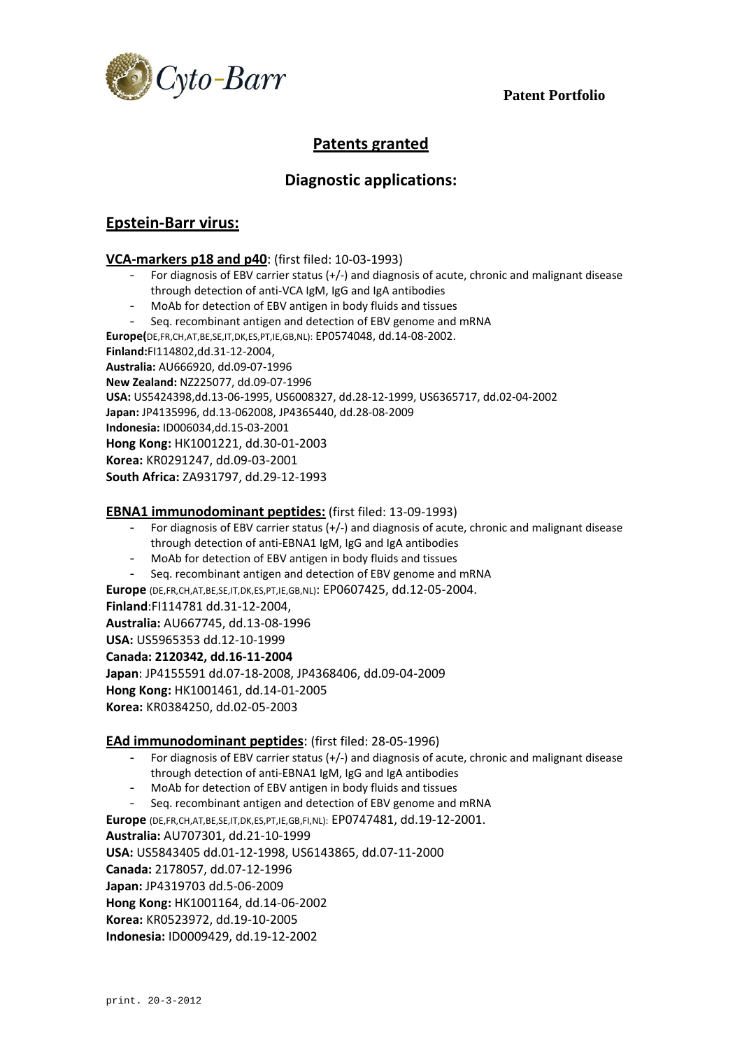**Patent Portfolio**

## Patents granted

## Diagnostic applications:

## Epstein-Barr virus:

**VCA-markers p18 and p40**: (first filed: 10-03-1993)

- For diagnosis of EBV carrier status (+/-) and diagnosis of acute, chronic and malignant disease through detection of anti-VCA IgM, IgG and IgA antibodies
- MoAb for detection of EBV antigen in body fluids and tissues
- Seq. recombinant antigen and detection of EBV genome and mRNA

**Europe(**DE,FR,CH,AT,BE,SE,IT,DK,ES,PT,IE,GB,NL): EP0574048, dd.14-08-2002.
**Finland:**FI114802,dd.31-12-2004,
**Australia:** AU666920, dd.09-07-1996
**New Zealand:** NZ225077, dd.09-07-1996
**USA:** US5424398,dd.13-06-1995, US6008327, dd.28-12-1999, US6365717, dd.02-04-2002
**Japan:** JP4135996, dd.13-062008, JP4365440, dd.28-08-2009
**Indonesia:** ID006034,dd.15-03-2001
**Hong Kong:** HK1001221, dd.30-01-2003
**Korea:** KR0291247, dd.09-03-2001
**South Africa:** ZA931797, dd.29-12-1993

**EBNA1 immunodominant peptides:** (first filed: 13-09-1993)

- For diagnosis of EBV carrier status (+/-) and diagnosis of acute, chronic and malignant disease through detection of anti-EBNA1 IgM, IgG and IgA antibodies
- MoAb for detection of EBV antigen in body fluids and tissues
- Seq. recombinant antigen and detection of EBV genome and mRNA

**Europe** (DE,FR,CH,AT,BE,SE,IT,DK,ES,PT,IE,GB,NL): EP0607425, dd.12-05-2004.
**Finland**:FI114781 dd.31-12-2004,
**Australia:** AU667745, dd.13-08-1996
**USA:** US5965353 dd.12-10-1999
**Canada: 2120342, dd.16-11-2004**
**Japan**: JP4155591 dd.07-18-2008, JP4368406, dd.09-04-2009
**Hong Kong:** HK1001461, dd.14-01-2005
**Korea:** KR0384250, dd.02-05-2003

**EAd immunodominant peptides**: (first filed: 28-05-1996)

- For diagnosis of EBV carrier status (+/-) and diagnosis of acute, chronic and malignant disease through detection of anti-EBNA1 IgM, IgG and IgA antibodies
- MoAb for detection of EBV antigen in body fluids and tissues
- Seq. recombinant antigen and detection of EBV genome and mRNA

**Europe** (DE,FR,CH,AT,BE,SE,IT,DK,ES,PT,IE,GB,FI,NL): EP0747481, dd.19-12-2001.
**Australia:** AU707301, dd.21-10-1999
**USA:** US5843405 dd.01-12-1998, US6143865, dd.07-11-2000
**Canada:** 2178057, dd.07-12-1996
**Japan:** JP4319703 dd.5-06-2009
**Hong Kong:** HK1001164, dd.14-06-2002
**Korea:** KR0523972, dd.19-10-2005
**Indonesia:** ID0009429, dd.19-12-2002

print. 20-3-2012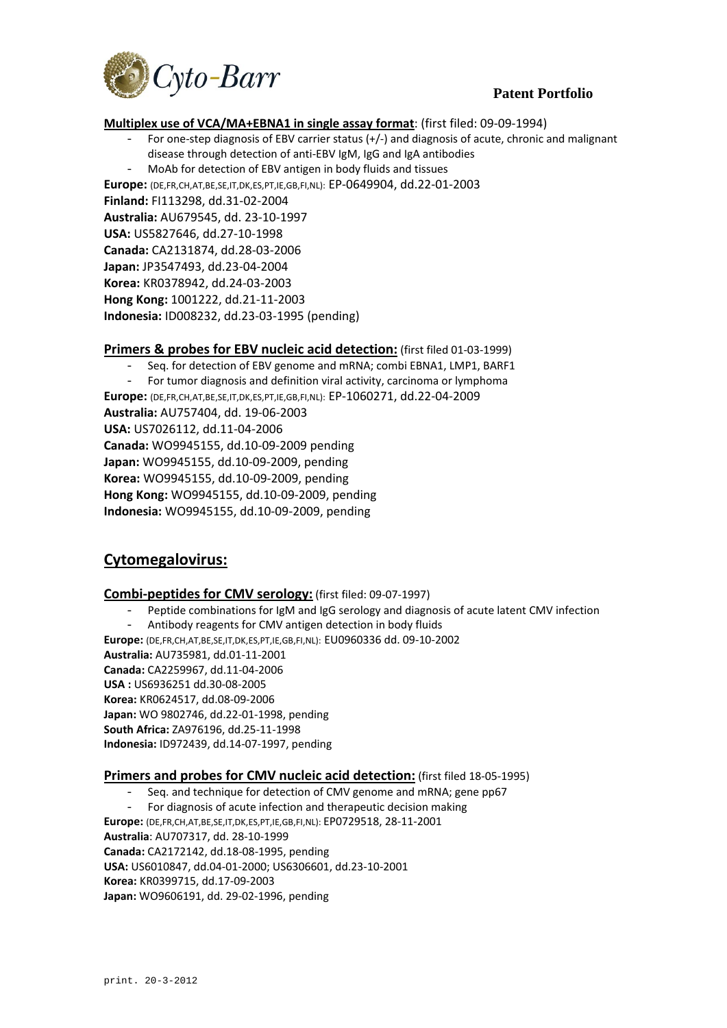**Multiplex use of VCA/MA+EBNA1 in single assay format**: (first filed: 09-09-1994)

- For one-step diagnosis of EBV carrier status (+/-) and diagnosis of acute, chronic and malignant disease through detection of anti-EBV IgM, IgG and IgA antibodies
- MoAb for detection of EBV antigen in body fluids and tissues

**Europe:** (DE,FR,CH,AT,BE,SE,IT,DK,ES,PT,IE,GB,FI,NL): EP-0649904, dd.22-01-2003
**Finland:** FI113298, dd.31-02-2004
**Australia:** AU679545, dd. 23-10-1997
**USA:** US5827646, dd.27-10-1998
**Canada:** CA2131874, dd.28-03-2006
**Japan:** JP3547493, dd.23-04-2004
**Korea:** KR0378942, dd.24-03-2003
**Hong Kong:** 1001222, dd.21-11-2003
**Indonesia:** ID008232, dd.23-03-1995 (pending)

**Primers & probes for EBV nucleic acid detection:** (first filed 01-03-1999)

- Seq. for detection of EBV genome and mRNA; combi EBNA1, LMP1, BARF1
- For tumor diagnosis and definition viral activity, carcinoma or lymphoma

**Europe:** (DE,FR,CH,AT,BE,SE,IT,DK,ES,PT,IE,GB,FI,NL): EP-1060271, dd.22-04-2009
**Australia:** AU757404, dd. 19-06-2003
**USA:** US7026112, dd.11-04-2006
**Canada:** WO9945155, dd.10-09-2009 pending
**Japan:** WO9945155, dd.10-09-2009, pending
**Korea:** WO9945155, dd.10-09-2009, pending
**Hong Kong:** WO9945155, dd.10-09-2009, pending
**Indonesia:** WO9945155, dd.10-09-2009, pending

## Cytomegalovirus:

**Combi-peptides for CMV serology:** (first filed: 09-07-1997)

- Peptide combinations for IgM and IgG serology and diagnosis of acute latent CMV infection
- Antibody reagents for CMV antigen detection in body fluids

**Europe:** (DE,FR,CH,AT,BE,SE,IT,DK,ES,PT,IE,GB,FI,NL): EU0960336 dd. 09-10-2002
**Australia:** AU735981, dd.01-11-2001
**Canada:** CA2259967, dd.11-04-2006
**USA :** US6936251 dd.30-08-2005
**Korea:** KR0624517, dd.08-09-2006
**Japan:** WO 9802746, dd.22-01-1998, pending
**South Africa:** ZA976196, dd.25-11-1998
**Indonesia:** ID972439, dd.14-07-1997, pending

**Primers and probes for CMV nucleic acid detection:** (first filed 18-05-1995)

- Seq. and technique for detection of CMV genome and mRNA; gene pp67
- For diagnosis of acute infection and therapeutic decision making

**Europe:** (DE,FR,CH,AT,BE,SE,IT,DK,ES,PT,IE,GB,FI,NL): EP0729518, 28-11-2001
**Australia**: AU707317, dd. 28-10-1999
**Canada:** CA2172142, dd.18-08-1995, pending
**USA:** US6010847, dd.04-01-2000; US6306601, dd.23-10-2001
**Korea:** KR0399715, dd.17-09-2003
**Japan:** WO9606191, dd. 29-02-1996, pending

print. 20-3-2012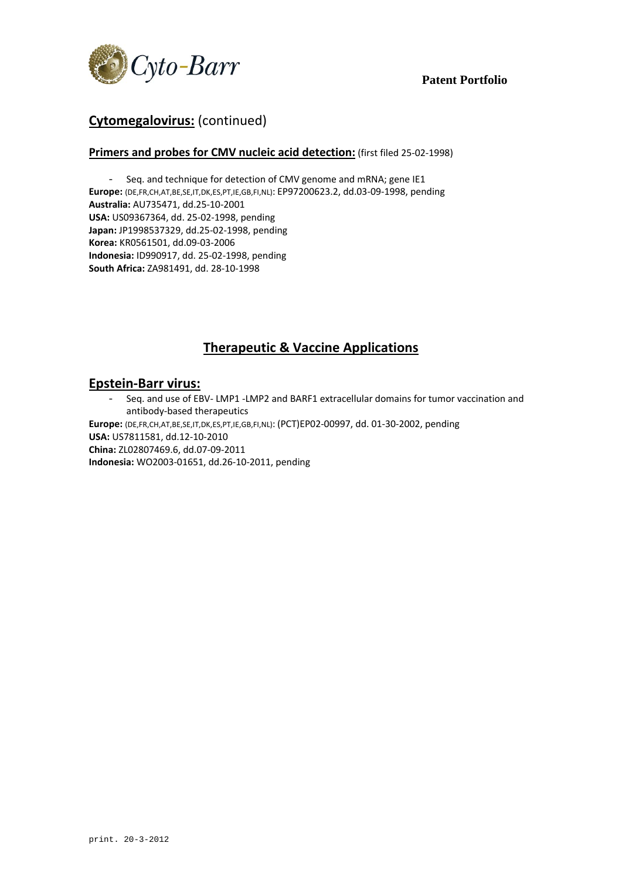## **Cytomegalovirus:** (continued)

### **Primers and probes for CMV nucleic acid detection:** (first filed 25-02-1998)

- Seq. and technique for detection of CMV genome and mRNA; gene IE1

**Europe:** (DE,FR,CH,AT,BE,SE,IT,DK,ES,PT,IE,GB,FI,NL): EP97200623.2, dd.03-09-1998, pending
**Australia:** AU735471, dd.25-10-2001
**USA:** US09367364, dd. 25-02-1998, pending
**Japan:** JP1998537329, dd.25-02-1998, pending
**Korea:** KR0561501, dd.09-03-2006
**Indonesia:** ID990917, dd. 25-02-1998, pending
**South Africa:** ZA981491, dd. 28-10-1998

# **Therapeutic & Vaccine Applications**

## **Epstein-Barr virus:**

- Seq. and use of EBV- LMP1 -LMP2 and BARF1 extracellular domains for tumor vaccination and antibody-based therapeutics

**Europe:** (DE,FR,CH,AT,BE,SE,IT,DK,ES,PT,IE,GB,FI,NL): (PCT)EP02-00997, dd. 01-30-2002, pending
**USA:** US7811581, dd.12-10-2010
**China:** ZL02807469.6, dd.07-09-2011
**Indonesia:** WO2003-01651, dd.26-10-2011, pending